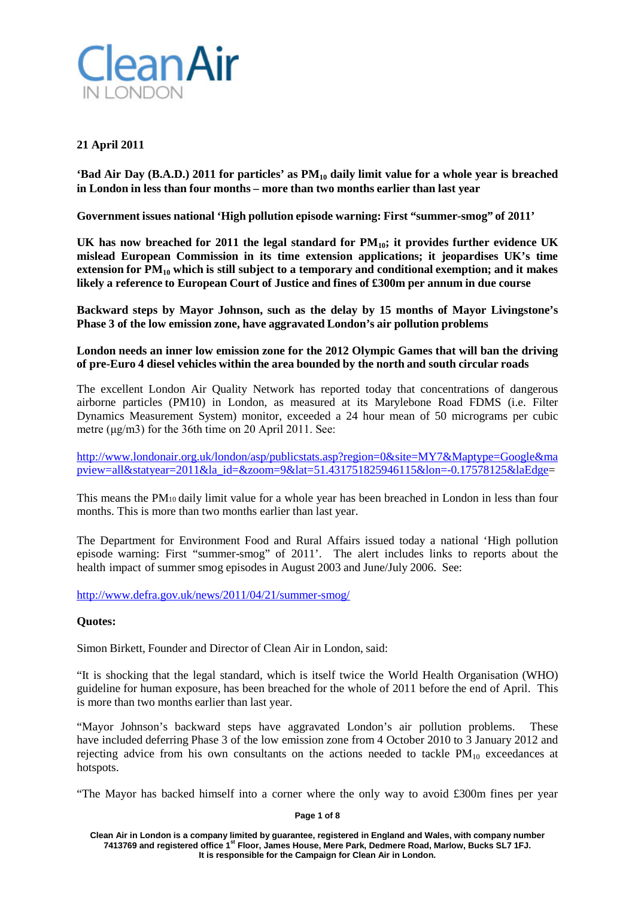# Clean Air IN LONDON

**21 April 2011**

**'Bad Air Day (B.A.D.) 2011 for particles' as $PM_{10}$ daily limit value for a whole year is breached in London in less than four months – more than two months earlier than last year**

**Government issues national 'High pollution episode warning: First "summer-smog" of 2011'**

**UK has now breached for 2011 the legal standard for $PM_{10}$; it provides further evidence UK mislead European Commission in its time extension applications; it jeopardises UK's time extension for $PM_{10}$ which is still subject to a temporary and conditional exemption; and it makes likely a reference to European Court of Justice and fines of £300m per annum in due course**

**Backward steps by Mayor Johnson, such as the delay by 15 months of Mayor Livingstone's Phase 3 of the low emission zone, have aggravated London's air pollution problems**

**London needs an inner low emission zone for the 2012 Olympic Games that will ban the driving of pre-Euro 4 diesel vehicles within the area bounded by the north and south circular roads**

The excellent London Air Quality Network has reported today that concentrations of dangerous airborne particles (PM10) in London, as measured at its Marylebone Road FDMS (i.e. Filter Dynamics Measurement System) monitor, exceeded a 24 hour mean of 50 micrograms per cubic metre (µg/m3) for the 36th time on 20 April 2011. See:

http://www.londonair.org.uk/london/asp/publicstats.asp?region=0&site=MY7&Maptype=Google&mapview=all&statyear=2011&la_id=&zoom=9&lat=51.431751825946115&lon=-0.17578125&laEdge=

This means the $PM_{10}$ daily limit value for a whole year has been breached in London in less than four months. This is more than two months earlier than last year.

The Department for Environment Food and Rural Affairs issued today a national 'High pollution episode warning: First "summer-smog" of 2011'. The alert includes links to reports about the health impact of summer smog episodes in August 2003 and June/July 2006. See:

http://www.defra.gov.uk/news/2011/04/21/summer-smog/

**Quotes:**

Simon Birkett, Founder and Director of Clean Air in London, said:

"It is shocking that the legal standard, which is itself twice the World Health Organisation (WHO) guideline for human exposure, has been breached for the whole of 2011 before the end of April. This is more than two months earlier than last year.

"Mayor Johnson's backward steps have aggravated London's air pollution problems. These have included deferring Phase 3 of the low emission zone from 4 October 2010 to 3 January 2012 and rejecting advice from his own consultants on the actions needed to tackle $PM_{10}$ exceedances at hotspots.

"The Mayor has backed himself into a corner where the only way to avoid £300m fines per year

Clean Air in London is a company limited by guarantee, registered in England and Wales, with company number 7413769 and registered office 1st Floor, James House, Mere Park, Dedmere Road, Marlow, Bucks SL7 1FJ. It is responsible for the Campaign for Clean Air in London.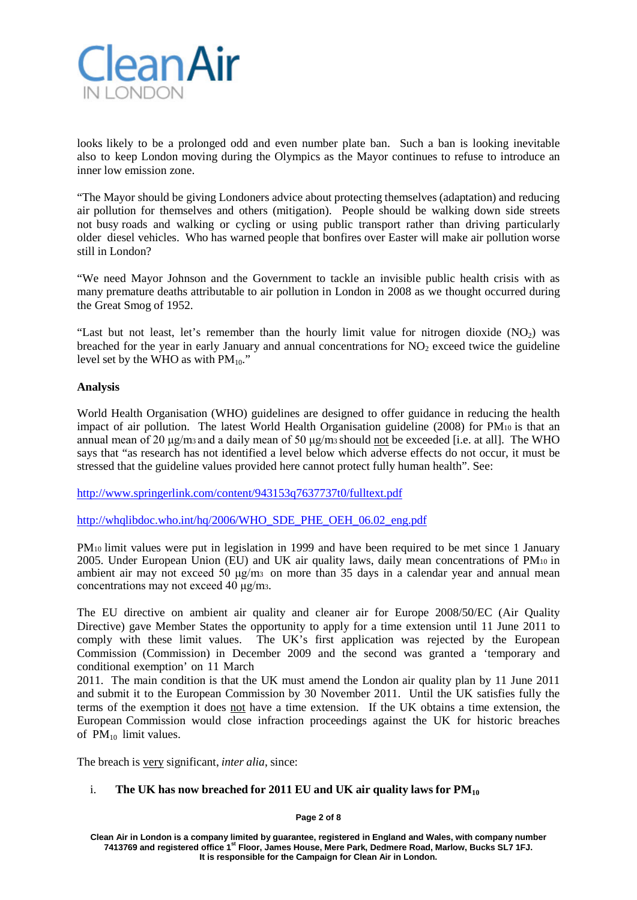looks likely to be a prolonged odd and even number plate ban. Such a ban is looking inevitable also to keep London moving during the Olympics as the Mayor continues to refuse to introduce an inner low emission zone.

"The Mayor should be giving Londoners advice about protecting themselves (adaptation) and reducing air pollution for themselves and others (mitigation). People should be walking down side streets not busy roads and walking or cycling or using public transport rather than driving particularly older diesel vehicles. Who has warned people that bonfires over Easter will make air pollution worse still in London?

"We need Mayor Johnson and the Government to tackle an invisible public health crisis with as many premature deaths attributable to air pollution in London in 2008 as we thought occurred during the Great Smog of 1952.

"Last but not least, let's remember than the hourly limit value for nitrogen dioxide ($NO_2$) was breached for the year in early January and annual concentrations for $NO_2$ exceed twice the guideline level set by the WHO as with $PM_{10}$."

**Analysis**

World Health Organisation (WHO) guidelines are designed to offer guidance in reducing the health impact of air pollution. The latest World Health Organisation guideline (2008) for $PM_{10}$ is that an annual mean of 20 µg/$m^3$ and a daily mean of 50 µg/$m^3$ should not be exceeded [i.e. at all]. The WHO says that "as research has not identified a level below which adverse effects do not occur, it must be stressed that the guideline values provided here cannot protect fully human health". See:

http://www.springerlink.com/content/943153q7637737t0/fulltext.pdf

http://whqlibdoc.who.int/hq/2006/WHO_SDE_PHE_OEH_06.02_eng.pdf

$PM_{10}$ limit values were put in legislation in 1999 and have been required to be met since 1 January 2005. Under European Union (EU) and UK air quality laws, daily mean concentrations of $PM_{10}$ in ambient air may not exceed 50 µg/$m^3$ on more than 35 days in a calendar year and annual mean concentrations may not exceed 40 µg/$m^3$.

The EU directive on ambient air quality and cleaner air for Europe 2008/50/EC (Air Quality Directive) gave Member States the opportunity to apply for a time extension until 11 June 2011 to comply with these limit values. The UK's first application was rejected by the European Commission (Commission) in December 2009 and the second was granted a 'temporary and conditional exemption' on 11 March 2011. The main condition is that the UK must amend the London air quality plan by 11 June 2011 and submit it to the European Commission by 30 November 2011. Until the UK satisfies fully the terms of the exemption it does not have a time extension. If the UK obtains a time extension, the European Commission would close infraction proceedings against the UK for historic breaches of $PM_{10}$ limit values.

The breach is very significant, *inter alia*, since:

i. **The UK has now breached for 2011 EU and UK air quality laws for $PM_{10}$**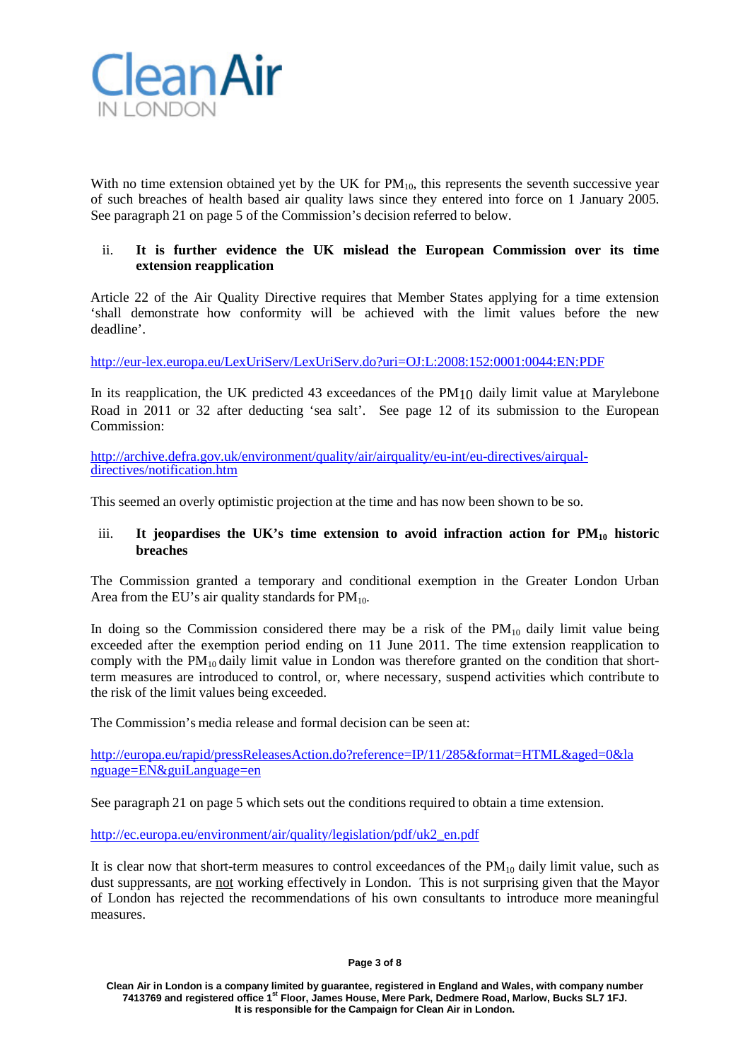With no time extension obtained yet by the UK for $PM_{10}$, this represents the seventh successive year of such breaches of health based air quality laws since they entered into force on 1 January 2005. See paragraph 21 on page 5 of the Commission's decision referred to below.

### ii. It is further evidence the UK mislead the European Commission over its time extension reapplication

Article 22 of the Air Quality Directive requires that Member States applying for a time extension 'shall demonstrate how conformity will be achieved with the limit values before the new deadline'.

http://eur-lex.europa.eu/LexUriServ/LexUriServ.do?uri=OJ:L:2008:152:0001:0044:EN:PDF

In its reapplication, the UK predicted 43 exceedances of the $PM_{10}$ daily limit value at Marylebone Road in 2011 or 32 after deducting 'sea salt'. See page 12 of its submission to the European Commission:

http://archive.defra.gov.uk/environment/quality/air/airquality/eu-int/eu-directives/airqual-directives/notification.htm

This seemed an overly optimistic projection at the time and has now been shown to be so.

### iii. It jeopardises the UK's time extension to avoid infraction action for $PM_{10}$ historic breaches

The Commission granted a temporary and conditional exemption in the Greater London Urban Area from the EU's air quality standards for $PM_{10}$.

In doing so the Commission considered there may be a risk of the $PM_{10}$ daily limit value being exceeded after the exemption period ending on 11 June 2011. The time extension reapplication to comply with the $PM_{10}$ daily limit value in London was therefore granted on the condition that short-term measures are introduced to control, or, where necessary, suspend activities which contribute to the risk of the limit values being exceeded.

The Commission's media release and formal decision can be seen at:

http://europa.eu/rapid/pressReleasesAction.do?reference=IP/11/285&format=HTML&aged=0&language=EN&guiLanguage=en

See paragraph 21 on page 5 which sets out the conditions required to obtain a time extension.

http://ec.europa.eu/environment/air/quality/legislation/pdf/uk2_en.pdf

It is clear now that short-term measures to control exceedances of the $PM_{10}$ daily limit value, such as dust suppressants, are not working effectively in London. This is not surprising given that the Mayor of London has rejected the recommendations of his own consultants to introduce more meaningful measures.

Clean Air in London is a company limited by guarantee, registered in England and Wales, with company number 7413769 and registered office 1st Floor, James House, Mere Park, Dedmere Road, Marlow, Bucks SL7 1FJ. It is responsible for the Campaign for Clean Air in London.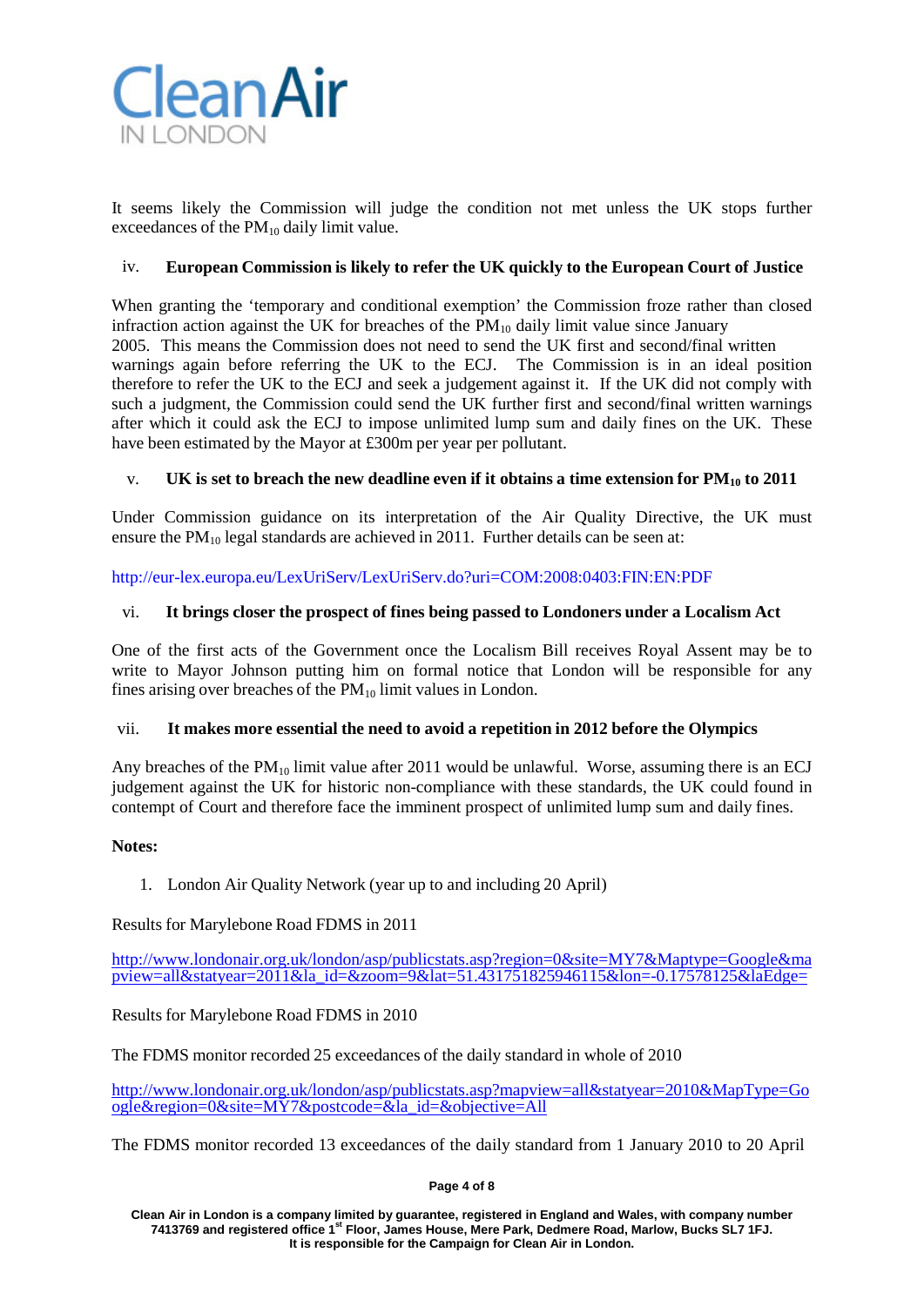It seems likely the Commission will judge the condition not met unless the UK stops further exceedances of the $PM_{10}$ daily limit value.

### iv. European Commission is likely to refer the UK quickly to the European Court of Justice

When granting the 'temporary and conditional exemption' the Commission froze rather than closed infraction action against the UK for breaches of the $PM_{10}$ daily limit value since January 2005. This means the Commission does not need to send the UK first and second/final written warnings again before referring the UK to the ECJ. The Commission is in an ideal position therefore to refer the UK to the ECJ and seek a judgement against it. If the UK did not comply with such a judgment, the Commission could send the UK further first and second/final written warnings after which it could ask the ECJ to impose unlimited lump sum and daily fines on the UK. These have been estimated by the Mayor at £300m per year per pollutant.

### v. UK is set to breach the new deadline even if it obtains a time extension for $PM_{10}$ to 2011

Under Commission guidance on its interpretation of the Air Quality Directive, the UK must ensure the $PM_{10}$ legal standards are achieved in 2011. Further details can be seen at:

http://eur-lex.europa.eu/LexUriServ/LexUriServ.do?uri=COM:2008:0403:FIN:EN:PDF

### vi. It brings closer the prospect of fines being passed to Londoners under a Localism Act

One of the first acts of the Government once the Localism Bill receives Royal Assent may be to write to Mayor Johnson putting him on formal notice that London will be responsible for any fines arising over breaches of the $PM_{10}$ limit values in London.

### vii. It makes more essential the need to avoid a repetition in 2012 before the Olympics

Any breaches of the $PM_{10}$ limit value after 2011 would be unlawful. Worse, assuming there is an ECJ judgement against the UK for historic non-compliance with these standards, the UK could found in contempt of Court and therefore face the imminent prospect of unlimited lump sum and daily fines.

**Notes:**

1. London Air Quality Network (year up to and including 20 April)

Results for Marylebone Road FDMS in 2011

http://www.londonair.org.uk/london/asp/publicstats.asp?region=0&site=MY7&Maptype=Google&mapview=all&statyear=2011&la_id=&zoom=9&lat=51.431751825946115&lon=-0.17578125&laEdge=

Results for Marylebone Road FDMS in 2010

The FDMS monitor recorded 25 exceedances of the daily standard in whole of 2010

http://www.londonair.org.uk/london/asp/publicstats.asp?mapview=all&statyear=2010&MapType=Google&region=0&site=MY7&postcode=&la_id=&objective=All

The FDMS monitor recorded 13 exceedances of the daily standard from 1 January 2010 to 20 April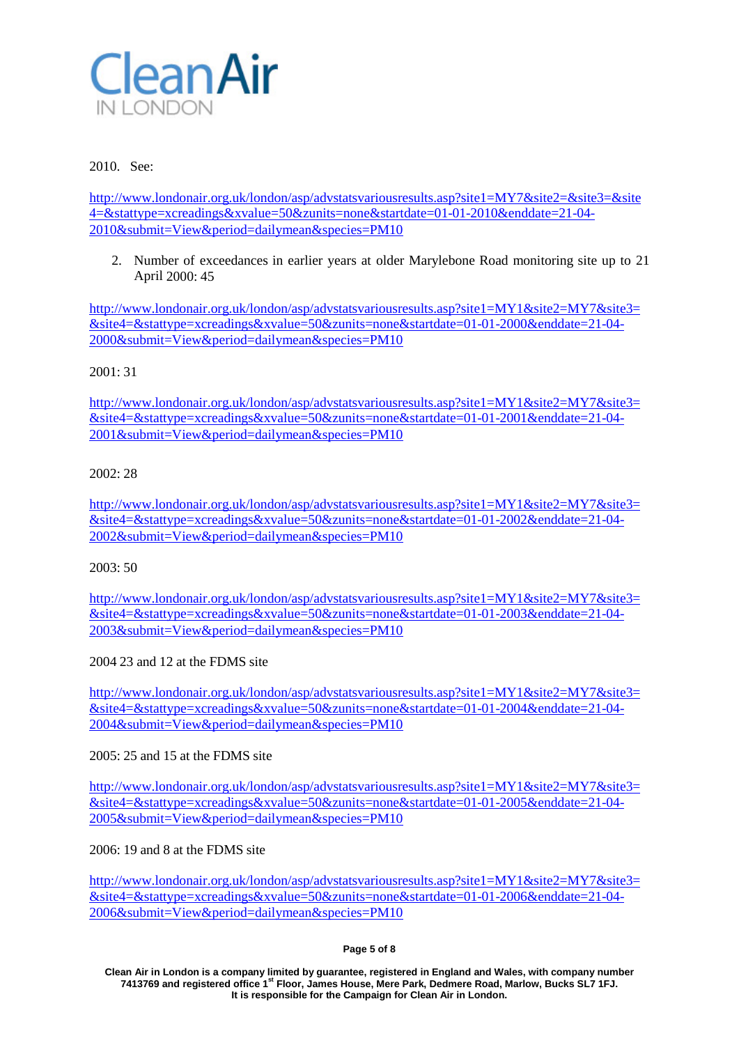2010. See:

http://www.londonair.org.uk/london/asp/advstatsvariousresults.asp?site1=MY7&site2=&site3=&site4=&stattype=xcreadings&xvalue=50&zunits=none&startdate=01-01-2010&enddate=21-04-2010&submit=View&period=dailymean&species=PM10

2. Number of exceedances in earlier years at older Marylebone Road monitoring site up to 21 April 2000: 45

http://www.londonair.org.uk/london/asp/advstatsvariousresults.asp?site1=MY1&site2=MY7&site3=&site4=&stattype=xcreadings&xvalue=50&zunits=none&startdate=01-01-2000&enddate=21-04-2000&submit=View&period=dailymean&species=PM10

2001: 31

http://www.londonair.org.uk/london/asp/advstatsvariousresults.asp?site1=MY1&site2=MY7&site3=&site4=&stattype=xcreadings&xvalue=50&zunits=none&startdate=01-01-2001&enddate=21-04-2001&submit=View&period=dailymean&species=PM10

2002: 28

http://www.londonair.org.uk/london/asp/advstatsvariousresults.asp?site1=MY1&site2=MY7&site3=&site4=&stattype=xcreadings&xvalue=50&zunits=none&startdate=01-01-2002&enddate=21-04-2002&submit=View&period=dailymean&species=PM10

2003: 50

http://www.londonair.org.uk/london/asp/advstatsvariousresults.asp?site1=MY1&site2=MY7&site3=&site4=&stattype=xcreadings&xvalue=50&zunits=none&startdate=01-01-2003&enddate=21-04-2003&submit=View&period=dailymean&species=PM10

2004 23 and 12 at the FDMS site

http://www.londonair.org.uk/london/asp/advstatsvariousresults.asp?site1=MY1&site2=MY7&site3=&site4=&stattype=xcreadings&xvalue=50&zunits=none&startdate=01-01-2004&enddate=21-04-2004&submit=View&period=dailymean&species=PM10

2005: 25 and 15 at the FDMS site

http://www.londonair.org.uk/london/asp/advstatsvariousresults.asp?site1=MY1&site2=MY7&site3=&site4=&stattype=xcreadings&xvalue=50&zunits=none&startdate=01-01-2005&enddate=21-04-2005&submit=View&period=dailymean&species=PM10

2006: 19 and 8 at the FDMS site

http://www.londonair.org.uk/london/asp/advstatsvariousresults.asp?site1=MY1&site2=MY7&site3=&site4=&stattype=xcreadings&xvalue=50&zunits=none&startdate=01-01-2006&enddate=21-04-2006&submit=View&period=dailymean&species=PM10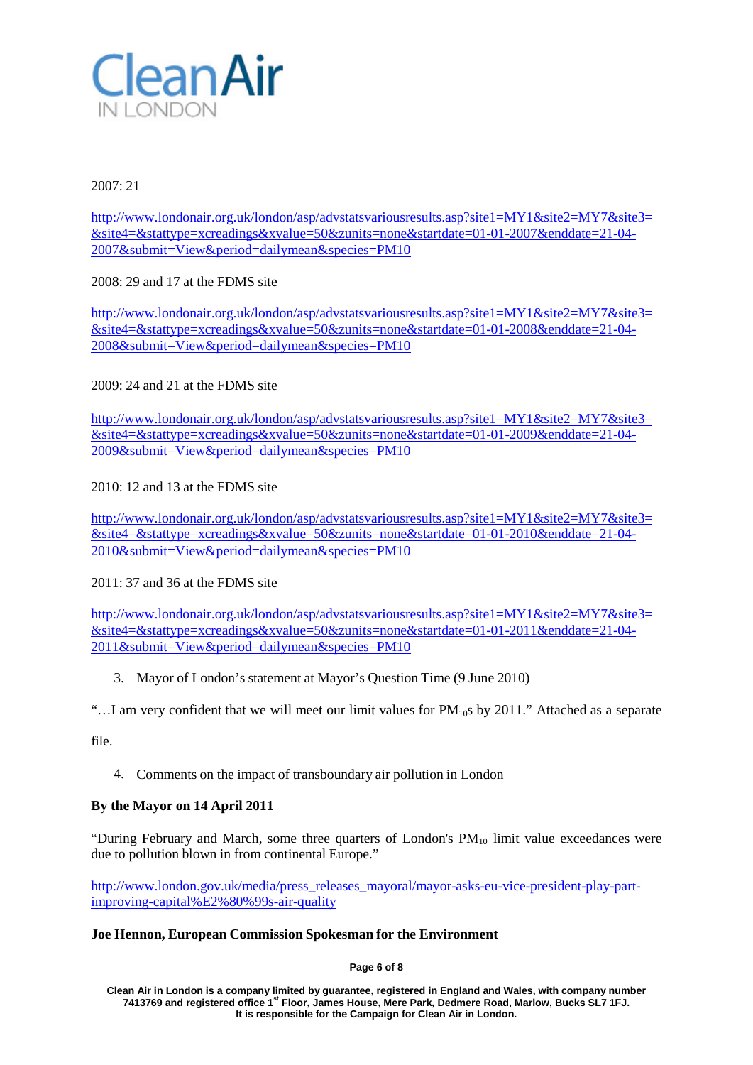2007: 21

http://www.londonair.org.uk/london/asp/advstatsvariousresults.asp?site1=MY1&site2=MY7&site3=&site4=&stattype=xcreadings&xvalue=50&zunits=none&startdate=01-01-2007&enddate=21-04-2007&submit=View&period=dailymean&species=PM10

2008: 29 and 17 at the FDMS site

http://www.londonair.org.uk/london/asp/advstatsvariousresults.asp?site1=MY1&site2=MY7&site3=&site4=&stattype=xcreadings&xvalue=50&zunits=none&startdate=01-01-2008&enddate=21-04-2008&submit=View&period=dailymean&species=PM10

2009: 24 and 21 at the FDMS site

http://www.londonair.org.uk/london/asp/advstatsvariousresults.asp?site1=MY1&site2=MY7&site3=&site4=&stattype=xcreadings&xvalue=50&zunits=none&startdate=01-01-2009&enddate=21-04-2009&submit=View&period=dailymean&species=PM10

2010: 12 and 13 at the FDMS site

http://www.londonair.org.uk/london/asp/advstatsvariousresults.asp?site1=MY1&site2=MY7&site3=&site4=&stattype=xcreadings&xvalue=50&zunits=none&startdate=01-01-2010&enddate=21-04-2010&submit=View&period=dailymean&species=PM10

2011: 37 and 36 at the FDMS site

http://www.londonair.org.uk/london/asp/advstatsvariousresults.asp?site1=MY1&site2=MY7&site3=&site4=&stattype=xcreadings&xvalue=50&zunits=none&startdate=01-01-2011&enddate=21-04-2011&submit=View&period=dailymean&species=PM10

3. Mayor of London's statement at Mayor's Question Time (9 June 2010)

"…I am very confident that we will meet our limit values for $PM_{10}$s by 2011." Attached as a separate file.

4. Comments on the impact of transboundary air pollution in London

**By the Mayor on 14 April 2011**

"During February and March, some three quarters of London's $PM_{10}$ limit value exceedances were due to pollution blown in from continental Europe."

http://www.london.gov.uk/media/press_releases_mayoral/mayor-asks-eu-vice-president-play-part-improving-capital%E2%80%99s-air-quality

**Joe Hennon, European Commission Spokesman for the Environment**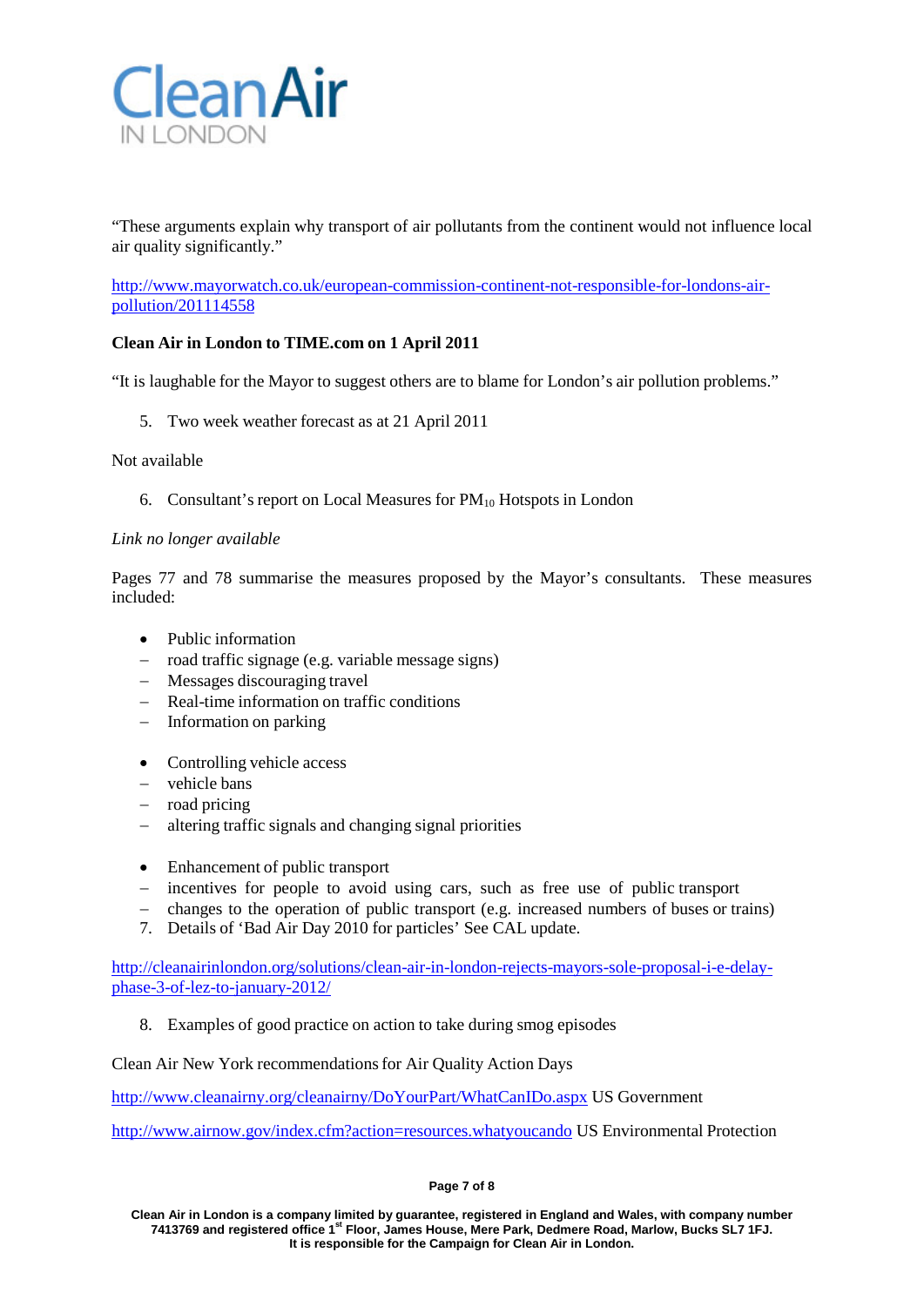"These arguments explain why transport of air pollutants from the continent would not influence local air quality significantly."

http://www.mayorwatch.co.uk/european-commission-continent-not-responsible-for-londons-air-pollution/201114558

**Clean Air in London to TIME.com on 1 April 2011**

"It is laughable for the Mayor to suggest others are to blame for London's air pollution problems."

5. Two week weather forecast as at 21 April 2011

Not available

6. Consultant's report on Local Measures for $PM_{10}$ Hotspots in London

*Link no longer available*

Pages 77 and 78 summarise the measures proposed by the Mayor's consultants. These measures included:

- Public information
  - road traffic signage (e.g. variable message signs)
  - Messages discouraging travel
  - Real-time information on traffic conditions
  - Information on parking

- Controlling vehicle access
  - vehicle bans
  - road pricing
  - altering traffic signals and changing signal priorities

- Enhancement of public transport
  - incentives for people to avoid using cars, such as free use of public transport
  - changes to the operation of public transport (e.g. increased numbers of buses or trains)

7. Details of 'Bad Air Day 2010 for particles' See CAL update.

http://cleanairinlondon.org/solutions/clean-air-in-london-rejects-mayors-sole-proposal-i-e-delay-phase-3-of-lez-to-january-2012/

8. Examples of good practice on action to take during smog episodes

Clean Air New York recommendations for Air Quality Action Days

http://www.cleanairny.org/cleanairny/DoYourPart/WhatCanIDo.aspx US Government

http://www.airnow.gov/index.cfm?action=resources.whatyoucando US Environmental Protection

Clean Air in London is a company limited by guarantee, registered in England and Wales, with company number 7413769 and registered office 1st Floor, James House, Mere Park, Dedmere Road, Marlow, Bucks SL7 1FJ. It is responsible for the Campaign for Clean Air in London.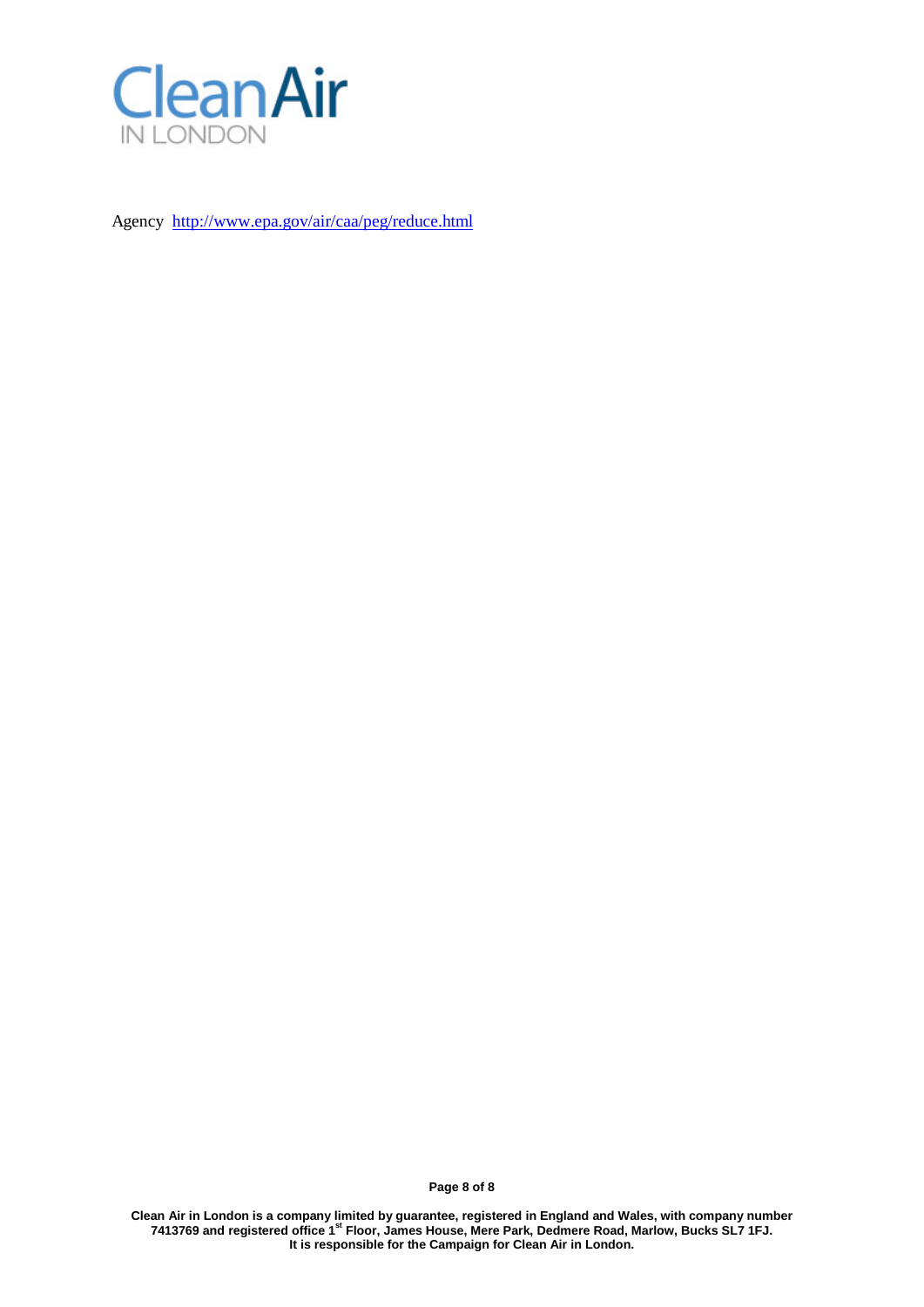Agency http://www.epa.gov/air/caa/peg/reduce.html